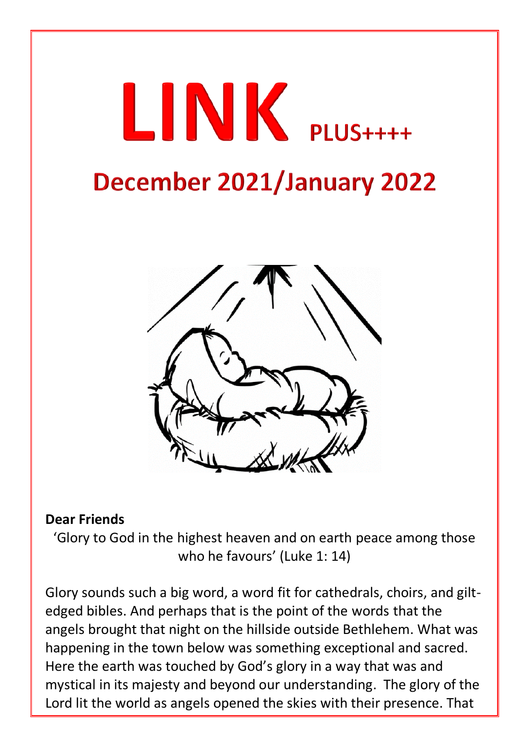# LINK PLUS++++

## December 2021/January 2022

**Dear Friends**

'Glory to God in the highest heaven and on earth peace among those who he favours' (Luke 1: 14)

Glory sounds such a big word, a word fit for cathedrals, choirs, and gilt-edged bibles. And perhaps that is the point of the words that the angels brought that night on the hillside outside Bethlehem. What was happening in the town below was something exceptional and sacred. Here the earth was touched by God's glory in a way that was and mystical in its majesty and beyond our understanding. The glory of the Lord lit the world as angels opened the skies with their presence. That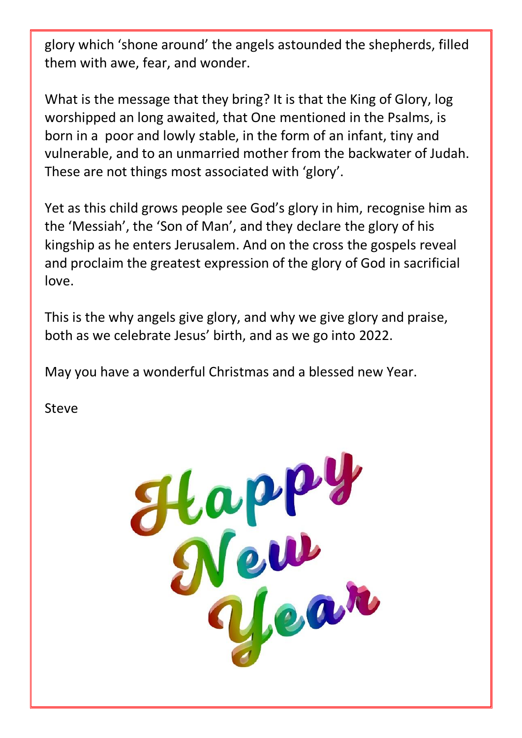glory which 'shone around' the angels astounded the shepherds, filled them with awe, fear, and wonder.

What is the message that they bring? It is that the King of Glory, log worshipped an long awaited, that One mentioned in the Psalms, is born in a poor and lowly stable, in the form of an infant, tiny and vulnerable, and to an unmarried mother from the backwater of Judah. These are not things most associated with 'glory'.

Yet as this child grows people see God's glory in him, recognise him as the 'Messiah', the 'Son of Man', and they declare the glory of his kingship as he enters Jerusalem. And on the cross the gospels reveal and proclaim the greatest expression of the glory of God in sacrificial love.

This is the why angels give glory, and why we give glory and praise, both as we celebrate Jesus' birth, and as we go into 2022.

May you have a wonderful Christmas and a blessed new Year.

Steve

Happy New Year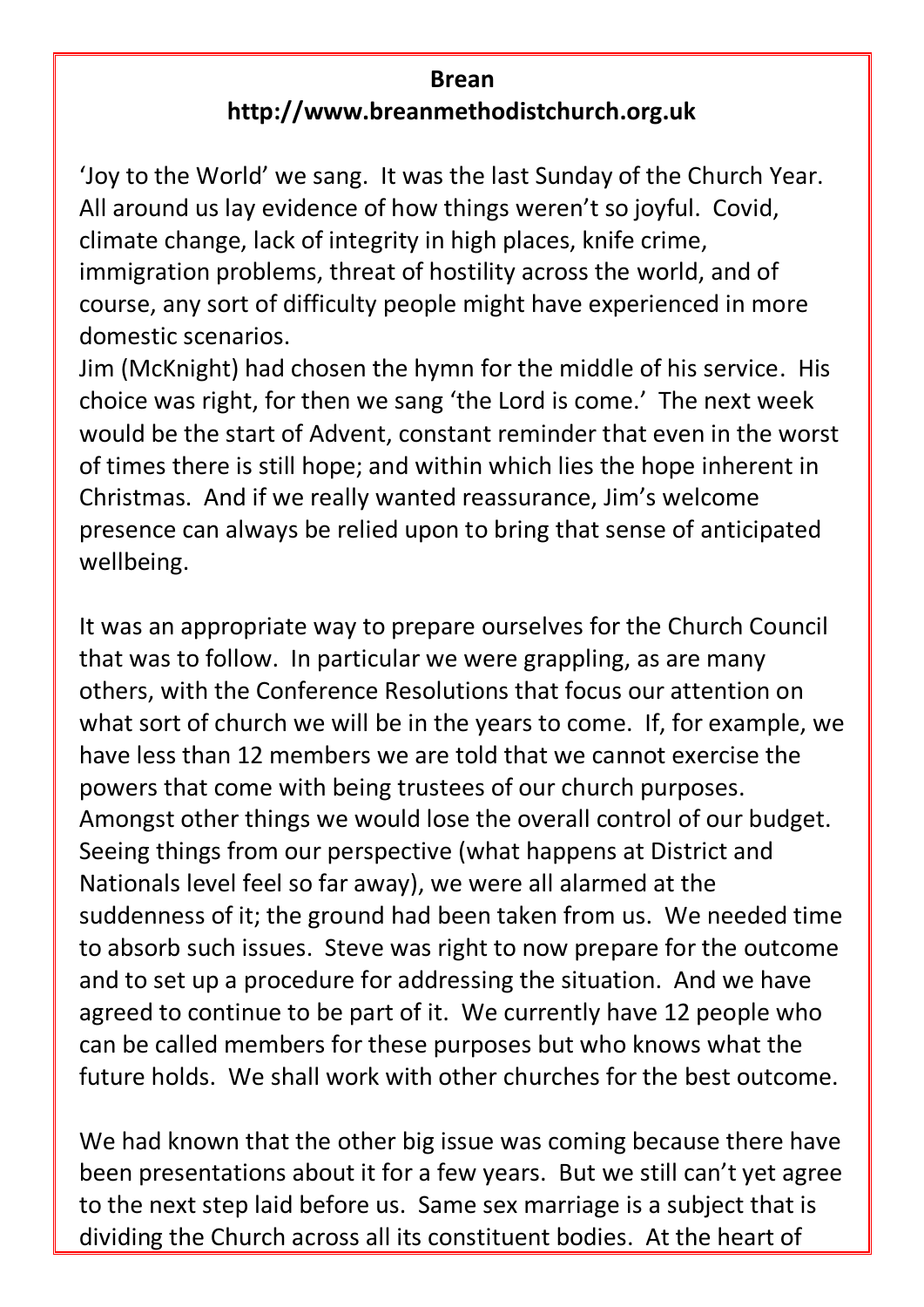**Brean**

**http://www.breanmethodistchurch.org.uk**

'Joy to the World' we sang. It was the last Sunday of the Church Year. All around us lay evidence of how things weren't so joyful. Covid, climate change, lack of integrity in high places, knife crime, immigration problems, threat of hostility across the world, and of course, any sort of difficulty people might have experienced in more domestic scenarios.
Jim (McKnight) had chosen the hymn for the middle of his service. His choice was right, for then we sang 'the Lord is come.' The next week would be the start of Advent, constant reminder that even in the worst of times there is still hope; and within which lies the hope inherent in Christmas. And if we really wanted reassurance, Jim's welcome presence can always be relied upon to bring that sense of anticipated wellbeing.

It was an appropriate way to prepare ourselves for the Church Council that was to follow. In particular we were grappling, as are many others, with the Conference Resolutions that focus our attention on what sort of church we will be in the years to come. If, for example, we have less than 12 members we are told that we cannot exercise the powers that come with being trustees of our church purposes. Amongst other things we would lose the overall control of our budget. Seeing things from our perspective (what happens at District and Nationals level feel so far away), we were all alarmed at the suddenness of it; the ground had been taken from us. We needed time to absorb such issues. Steve was right to now prepare for the outcome and to set up a procedure for addressing the situation. And we have agreed to continue to be part of it. We currently have 12 people who can be called members for these purposes but who knows what the future holds. We shall work with other churches for the best outcome.

We had known that the other big issue was coming because there have been presentations about it for a few years. But we still can't yet agree to the next step laid before us. Same sex marriage is a subject that is dividing the Church across all its constituent bodies. At the heart of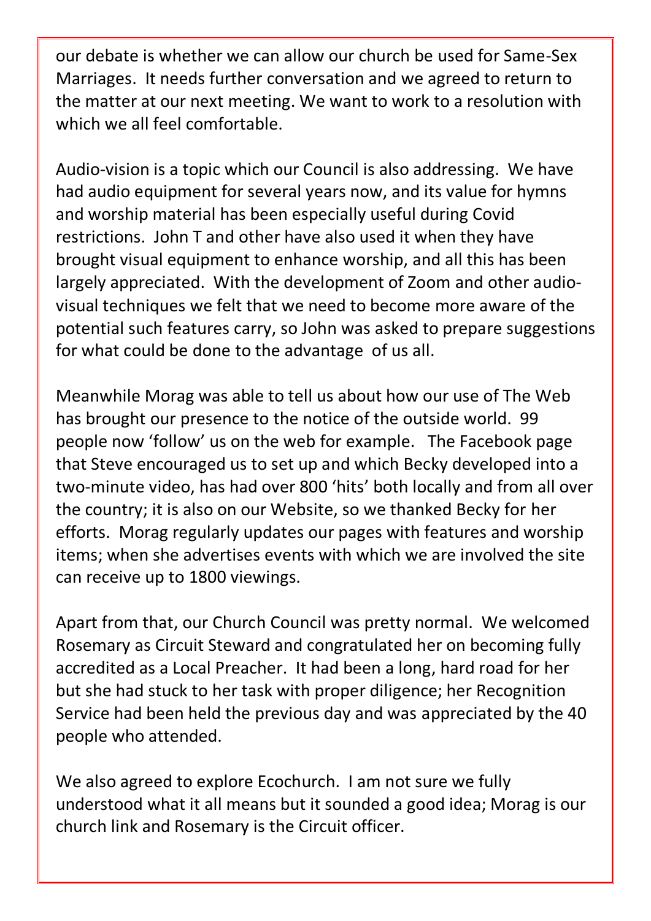our debate is whether we can allow our church be used for Same-Sex Marriages. It needs further conversation and we agreed to return to the matter at our next meeting. We want to work to a resolution with which we all feel comfortable.

Audio-vision is a topic which our Council is also addressing. We have had audio equipment for several years now, and its value for hymns and worship material has been especially useful during Covid restrictions. John T and other have also used it when they have brought visual equipment to enhance worship, and all this has been largely appreciated. With the development of Zoom and other audio-visual techniques we felt that we need to become more aware of the potential such features carry, so John was asked to prepare suggestions for what could be done to the advantage of us all.

Meanwhile Morag was able to tell us about how our use of The Web has brought our presence to the notice of the outside world. 99 people now 'follow' us on the web for example. The Facebook page that Steve encouraged us to set up and which Becky developed into a two-minute video, has had over 800 'hits' both locally and from all over the country; it is also on our Website, so we thanked Becky for her efforts. Morag regularly updates our pages with features and worship items; when she advertises events with which we are involved the site can receive up to 1800 viewings.

Apart from that, our Church Council was pretty normal. We welcomed Rosemary as Circuit Steward and congratulated her on becoming fully accredited as a Local Preacher. It had been a long, hard road for her but she had stuck to her task with proper diligence; her Recognition Service had been held the previous day and was appreciated by the 40 people who attended.

We also agreed to explore Ecochurch. I am not sure we fully understood what it all means but it sounded a good idea; Morag is our church link and Rosemary is the Circuit officer.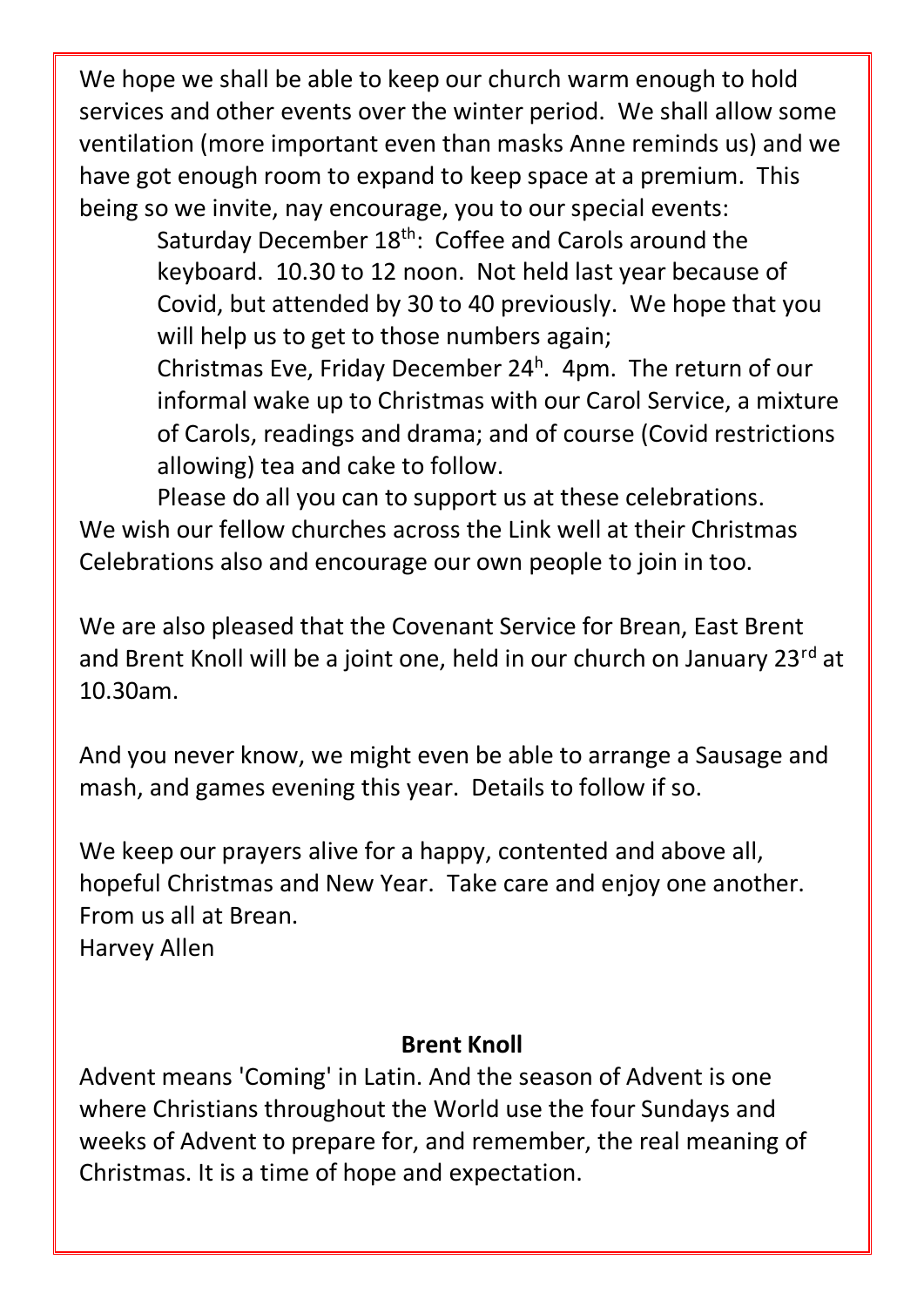We hope we shall be able to keep our church warm enough to hold services and other events over the winter period. We shall allow some ventilation (more important even than masks Anne reminds us) and we have got enough room to expand to keep space at a premium. This being so we invite, nay encourage, you to our special events:

> Saturday December 18th: Coffee and Carols around the keyboard. 10.30 to 12 noon. Not held last year because of Covid, but attended by 30 to 40 previously. We hope that you will help us to get to those numbers again;
>
> Christmas Eve, Friday December 24h. 4pm. The return of our informal wake up to Christmas with our Carol Service, a mixture of Carols, readings and drama; and of course (Covid restrictions allowing) tea and cake to follow.

Please do all you can to support us at these celebrations. We wish our fellow churches across the Link well at their Christmas Celebrations also and encourage our own people to join in too.

We are also pleased that the Covenant Service for Brean, East Brent and Brent Knoll will be a joint one, held in our church on January 23rd at 10.30am.

And you never know, we might even be able to arrange a Sausage and mash, and games evening this year. Details to follow if so.

We keep our prayers alive for a happy, contented and above all, hopeful Christmas and New Year. Take care and enjoy one another.
From us all at Brean.
Harvey Allen

## Brent Knoll

Advent means 'Coming' in Latin. And the season of Advent is one where Christians throughout the World use the four Sundays and weeks of Advent to prepare for, and remember, the real meaning of Christmas. It is a time of hope and expectation.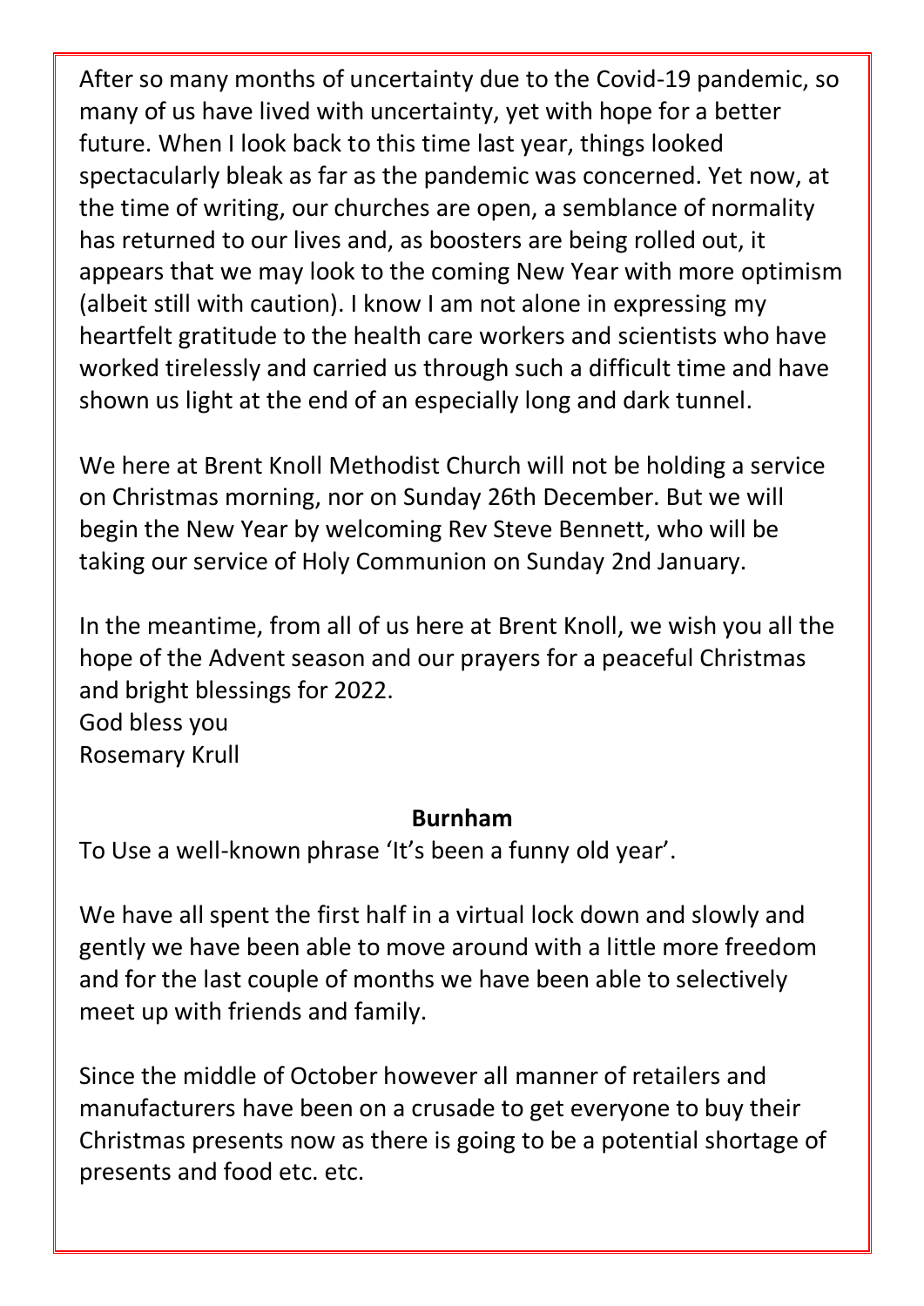After so many months of uncertainty due to the Covid-19 pandemic, so many of us have lived with uncertainty, yet with hope for a better future. When I look back to this time last year, things looked spectacularly bleak as far as the pandemic was concerned. Yet now, at the time of writing, our churches are open, a semblance of normality has returned to our lives and, as boosters are being rolled out, it appears that we may look to the coming New Year with more optimism (albeit still with caution). I know I am not alone in expressing my heartfelt gratitude to the health care workers and scientists who have worked tirelessly and carried us through such a difficult time and have shown us light at the end of an especially long and dark tunnel.

We here at Brent Knoll Methodist Church will not be holding a service on Christmas morning, nor on Sunday 26th December. But we will begin the New Year by welcoming Rev Steve Bennett, who will be taking our service of Holy Communion on Sunday 2nd January.

In the meantime, from all of us here at Brent Knoll, we wish you all the hope of the Advent season and our prayers for a peaceful Christmas and bright blessings for 2022.
God bless you
Rosemary Krull

## Burnham

To Use a well-known phrase 'It's been a funny old year'.

We have all spent the first half in a virtual lock down and slowly and gently we have been able to move around with a little more freedom and for the last couple of months we have been able to selectively meet up with friends and family.

Since the middle of October however all manner of retailers and manufacturers have been on a crusade to get everyone to buy their Christmas presents now as there is going to be a potential shortage of presents and food etc. etc.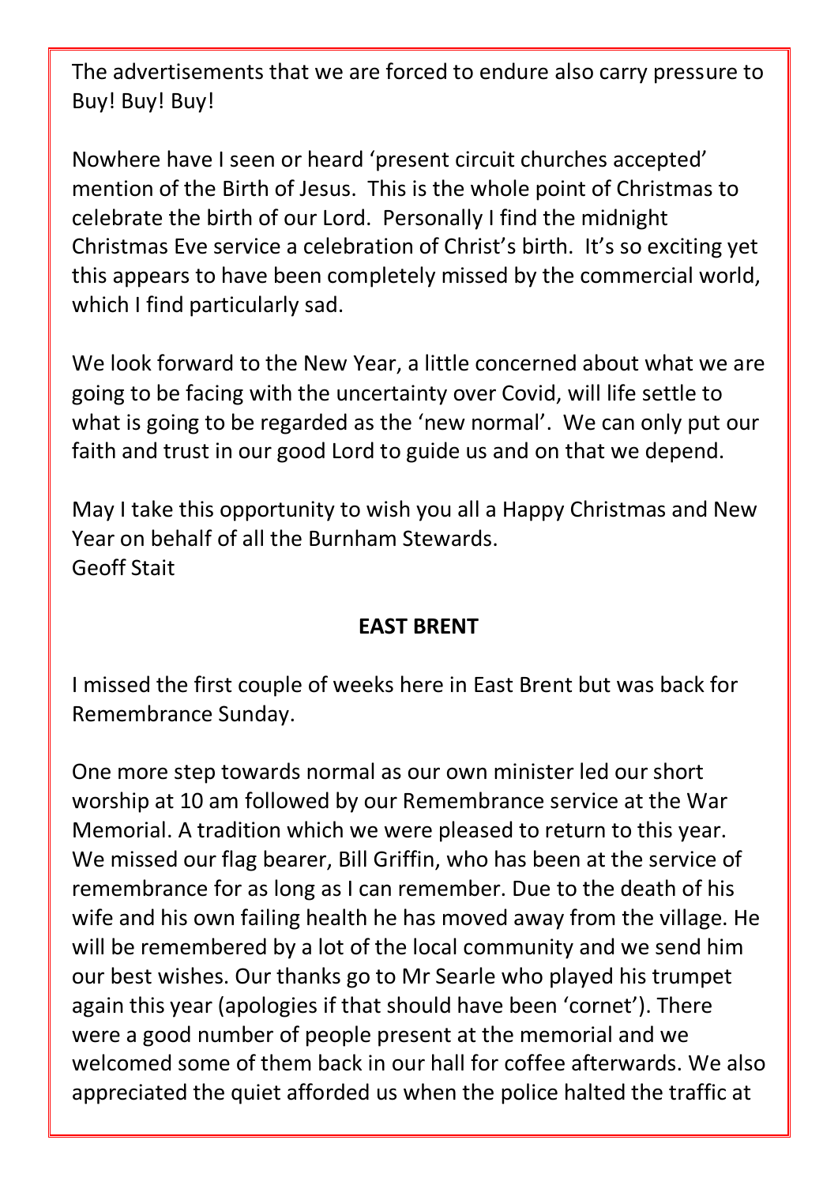The advertisements that we are forced to endure also carry pressure to Buy! Buy! Buy!

Nowhere have I seen or heard 'present circuit churches accepted' mention of the Birth of Jesus. This is the whole point of Christmas to celebrate the birth of our Lord. Personally I find the midnight Christmas Eve service a celebration of Christ's birth. It's so exciting yet this appears to have been completely missed by the commercial world, which I find particularly sad.

We look forward to the New Year, a little concerned about what we are going to be facing with the uncertainty over Covid, will life settle to what is going to be regarded as the 'new normal'. We can only put our faith and trust in our good Lord to guide us and on that we depend.

May I take this opportunity to wish you all a Happy Christmas and New Year on behalf of all the Burnham Stewards.
Geoff Stait

## EAST BRENT

I missed the first couple of weeks here in East Brent but was back for Remembrance Sunday.

One more step towards normal as our own minister led our short worship at 10 am followed by our Remembrance service at the War Memorial. A tradition which we were pleased to return to this year. We missed our flag bearer, Bill Griffin, who has been at the service of remembrance for as long as I can remember. Due to the death of his wife and his own failing health he has moved away from the village. He will be remembered by a lot of the local community and we send him our best wishes. Our thanks go to Mr Searle who played his trumpet again this year (apologies if that should have been 'cornet'). There were a good number of people present at the memorial and we welcomed some of them back in our hall for coffee afterwards. We also appreciated the quiet afforded us when the police halted the traffic at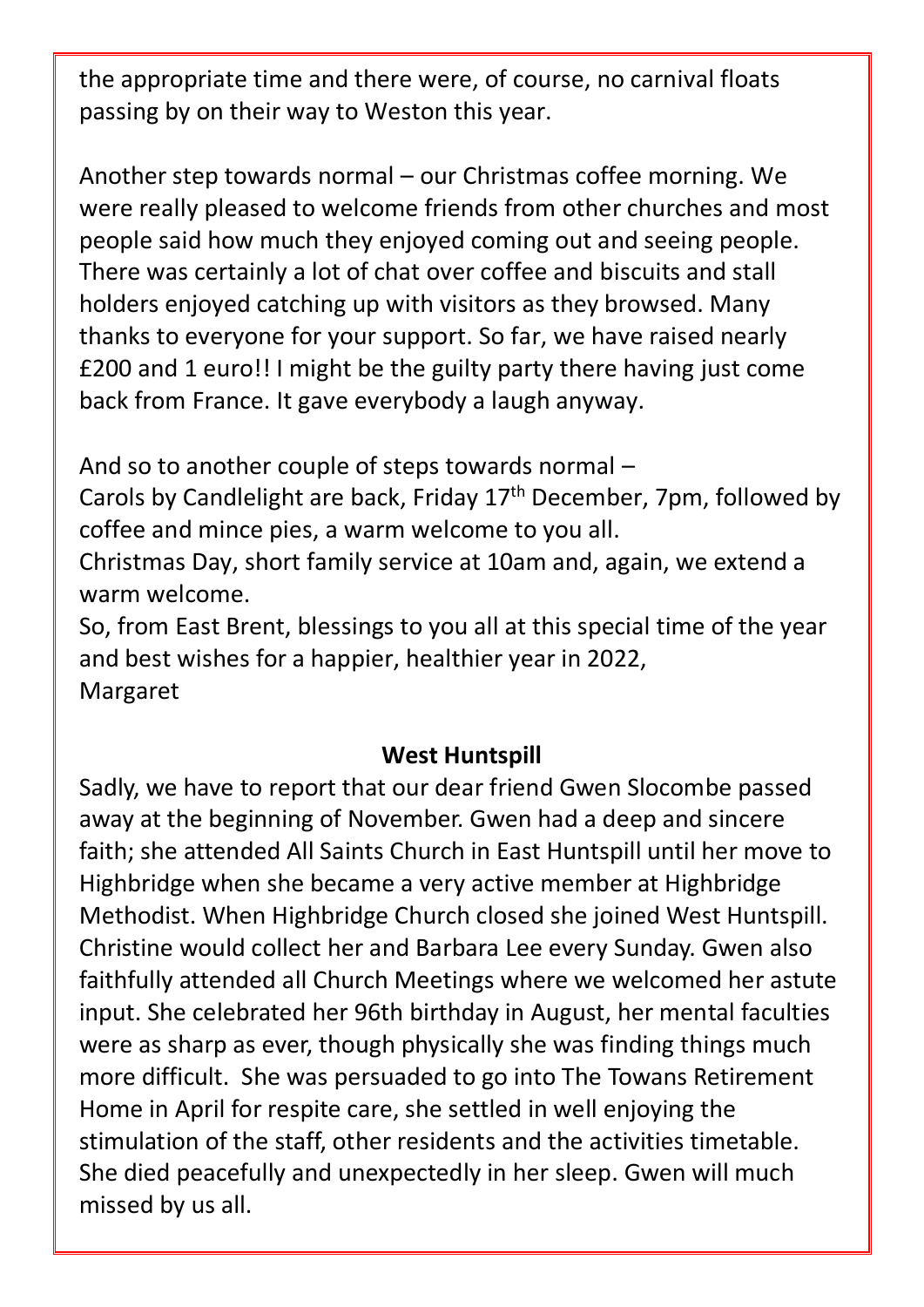the appropriate time and there were, of course, no carnival floats passing by on their way to Weston this year.

Another step towards normal – our Christmas coffee morning. We were really pleased to welcome friends from other churches and most people said how much they enjoyed coming out and seeing people. There was certainly a lot of chat over coffee and biscuits and stall holders enjoyed catching up with visitors as they browsed. Many thanks to everyone for your support. So far, we have raised nearly £200 and 1 euro!! I might be the guilty party there having just come back from France. It gave everybody a laugh anyway.

And so to another couple of steps towards normal –
Carols by Candlelight are back, Friday 17th December, 7pm, followed by coffee and mince pies, a warm welcome to you all.
Christmas Day, short family service at 10am and, again, we extend a warm welcome.
So, from East Brent, blessings to you all at this special time of the year and best wishes for a happier, healthier year in 2022,
Margaret

## West Huntspill

Sadly, we have to report that our dear friend Gwen Slocombe passed away at the beginning of November. Gwen had a deep and sincere faith; she attended All Saints Church in East Huntspill until her move to Highbridge when she became a very active member at Highbridge Methodist. When Highbridge Church closed she joined West Huntspill. Christine would collect her and Barbara Lee every Sunday. Gwen also faithfully attended all Church Meetings where we welcomed her astute input. She celebrated her 96th birthday in August, her mental faculties were as sharp as ever, though physically she was finding things much more difficult. She was persuaded to go into The Towans Retirement Home in April for respite care, she settled in well enjoying the stimulation of the staff, other residents and the activities timetable. She died peacefully and unexpectedly in her sleep. Gwen will much missed by us all.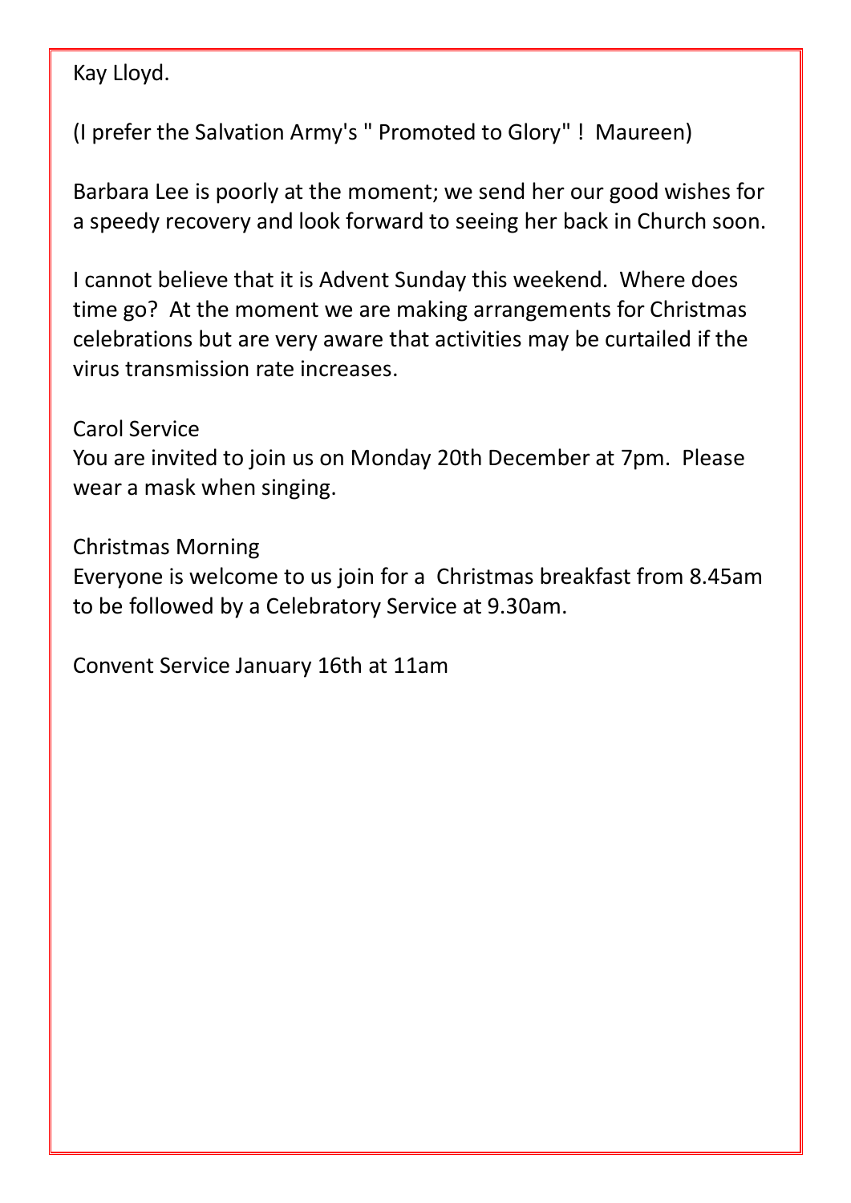Kay Lloyd.

(I prefer the Salvation Army's " Promoted to Glory" ! Maureen)

Barbara Lee is poorly at the moment; we send her our good wishes for a speedy recovery and look forward to seeing her back in Church soon.

I cannot believe that it is Advent Sunday this weekend. Where does time go? At the moment we are making arrangements for Christmas celebrations but are very aware that activities may be curtailed if the virus transmission rate increases.

Carol Service
You are invited to join us on Monday 20th December at 7pm. Please wear a mask when singing.

Christmas Morning
Everyone is welcome to us join for a Christmas breakfast from 8.45am to be followed by a Celebratory Service at 9.30am.

Convent Service January 16th at 11am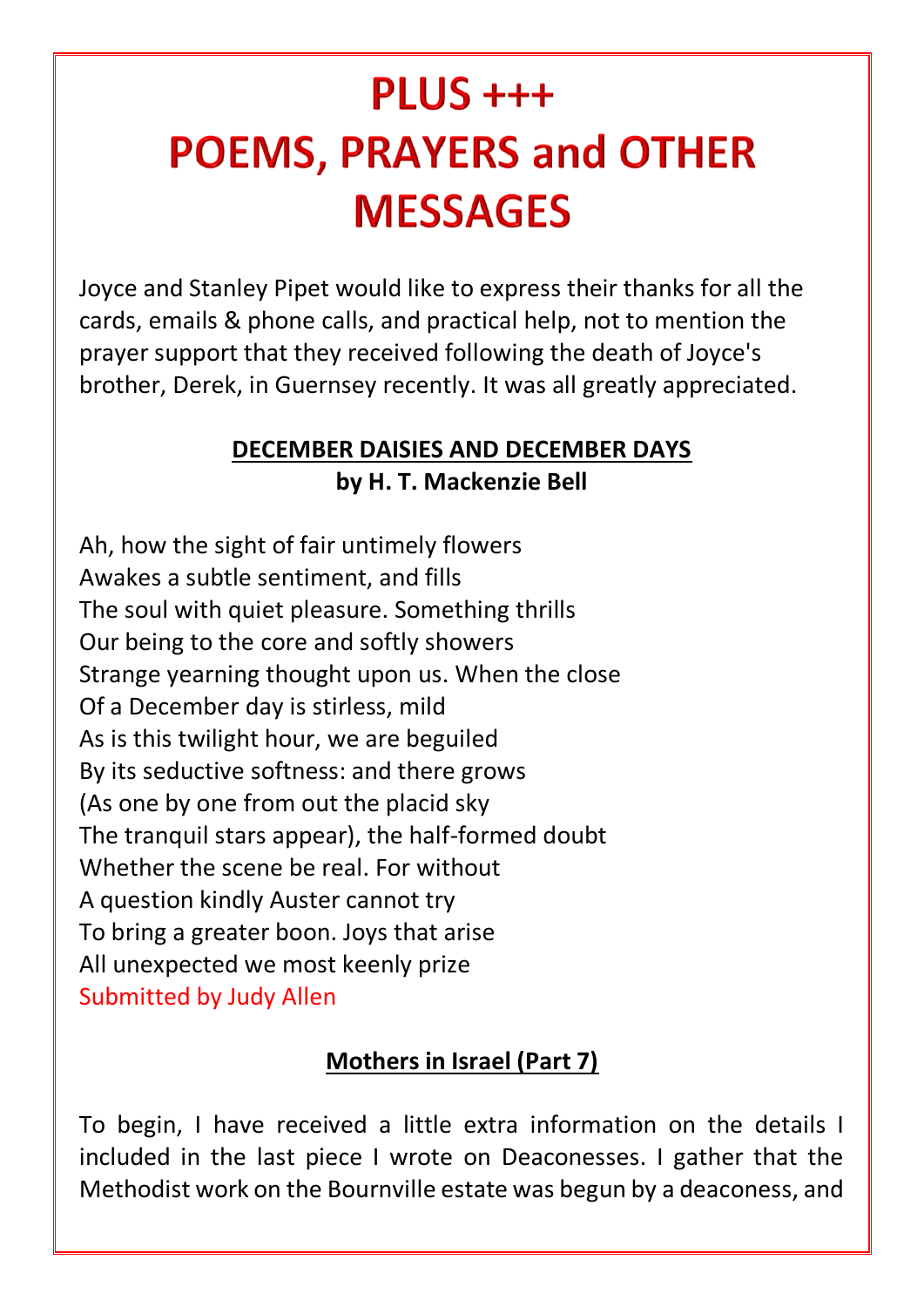# PLUS +++
# POEMS, PRAYERS and OTHER MESSAGES

Joyce and Stanley Pipet would like to express their thanks for all the cards, emails & phone calls, and practical help, not to mention the prayer support that they received following the death of Joyce's brother, Derek, in Guernsey recently. It was all greatly appreciated.

### DECEMBER DAISIES AND DECEMBER DAYS
**by H. T. Mackenzie Bell**

Ah, how the sight of fair untimely flowers
Awakes a subtle sentiment, and fills
The soul with quiet pleasure. Something thrills
Our being to the core and softly showers
Strange yearning thought upon us. When the close
Of a December day is stirless, mild
As is this twilight hour, we are beguiled
By its seductive softness: and there grows
(As one by one from out the placid sky
The tranquil stars appear), the half-formed doubt
Whether the scene be real. For without
A question kindly Auster cannot try
To bring a greater boon. Joys that arise
All unexpected we most keenly prize
Submitted by Judy Allen

### Mothers in Israel (Part 7)

To begin, I have received a little extra information on the details I included in the last piece I wrote on Deaconesses. I gather that the Methodist work on the Bournville estate was begun by a deaconess, and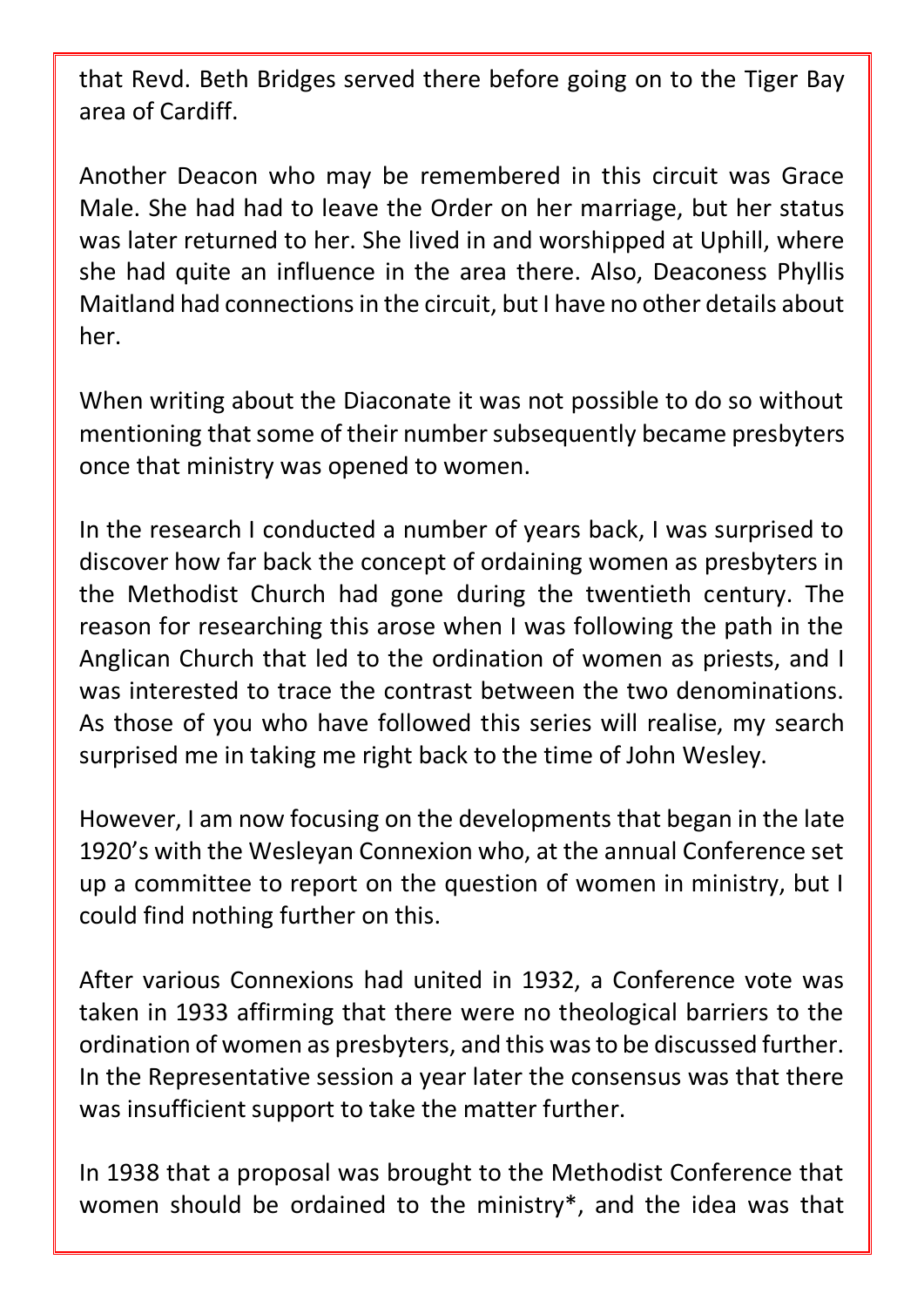that Revd. Beth Bridges served there before going on to the Tiger Bay area of Cardiff.

Another Deacon who may be remembered in this circuit was Grace Male. She had had to leave the Order on her marriage, but her status was later returned to her. She lived in and worshipped at Uphill, where she had quite an influence in the area there. Also, Deaconess Phyllis Maitland had connections in the circuit, but I have no other details about her.

When writing about the Diaconate it was not possible to do so without mentioning that some of their number subsequently became presbyters once that ministry was opened to women.

In the research I conducted a number of years back, I was surprised to discover how far back the concept of ordaining women as presbyters in the Methodist Church had gone during the twentieth century. The reason for researching this arose when I was following the path in the Anglican Church that led to the ordination of women as priests, and I was interested to trace the contrast between the two denominations. As those of you who have followed this series will realise, my search surprised me in taking me right back to the time of John Wesley.

However, I am now focusing on the developments that began in the late 1920's with the Wesleyan Connexion who, at the annual Conference set up a committee to report on the question of women in ministry, but I could find nothing further on this.

After various Connexions had united in 1932, a Conference vote was taken in 1933 affirming that there were no theological barriers to the ordination of women as presbyters, and this was to be discussed further. In the Representative session a year later the consensus was that there was insufficient support to take the matter further.

In 1938 that a proposal was brought to the Methodist Conference that women should be ordained to the ministry*, and the idea was that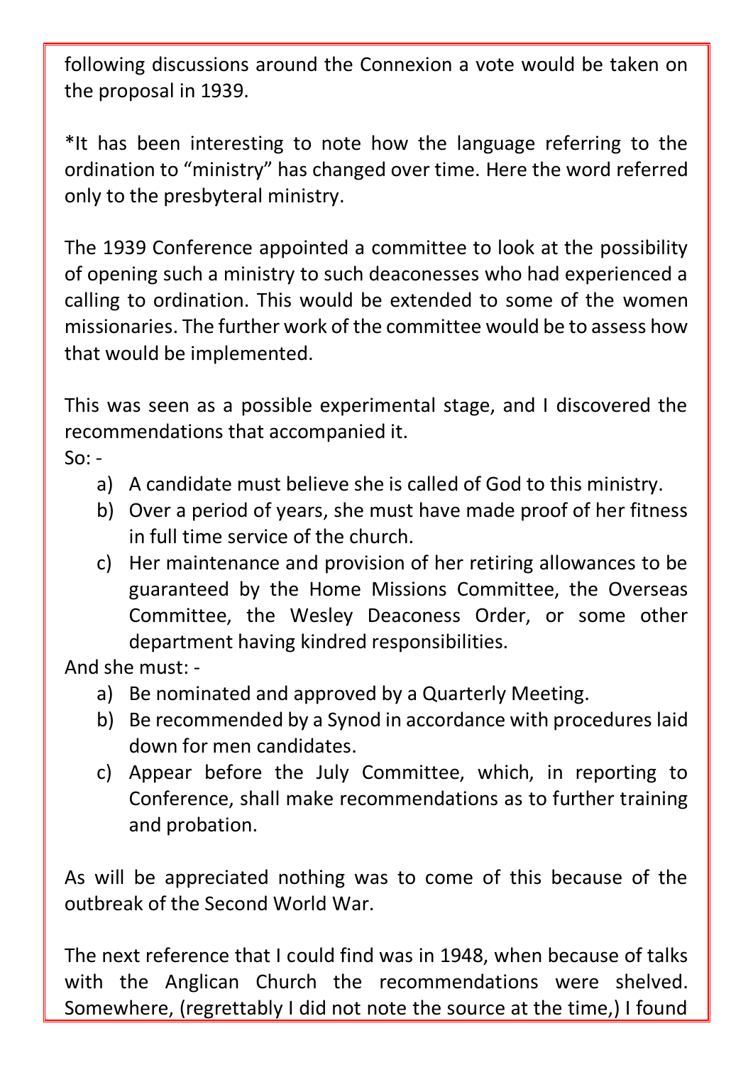following discussions around the Connexion a vote would be taken on the proposal in 1939.

*It has been interesting to note how the language referring to the ordination to "ministry" has changed over time. Here the word referred only to the presbyteral ministry.

The 1939 Conference appointed a committee to look at the possibility of opening such a ministry to such deaconesses who had experienced a calling to ordination. This would be extended to some of the women missionaries. The further work of the committee would be to assess how that would be implemented.

This was seen as a possible experimental stage, and I discovered the recommendations that accompanied it.
So: -

a) A candidate must believe she is called of God to this ministry.
b) Over a period of years, she must have made proof of her fitness in full time service of the church.
c) Her maintenance and provision of her retiring allowances to be guaranteed by the Home Missions Committee, the Overseas Committee, the Wesley Deaconess Order, or some other department having kindred responsibilities.

And she must: -

a) Be nominated and approved by a Quarterly Meeting.
b) Be recommended by a Synod in accordance with procedures laid down for men candidates.
c) Appear before the July Committee, which, in reporting to Conference, shall make recommendations as to further training and probation.

As will be appreciated nothing was to come of this because of the outbreak of the Second World War.

The next reference that I could find was in 1948, when because of talks with the Anglican Church the recommendations were shelved. Somewhere, (regrettably I did not note the source at the time,) I found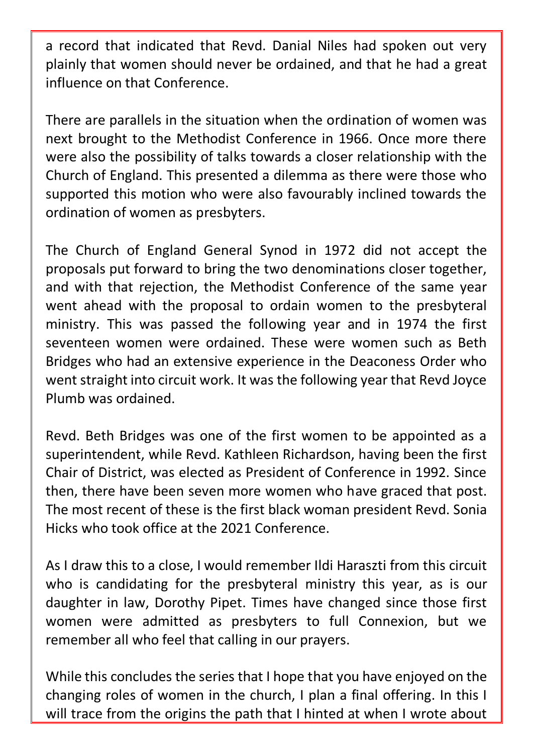a record that indicated that Revd. Danial Niles had spoken out very plainly that women should never be ordained, and that he had a great influence on that Conference.

There are parallels in the situation when the ordination of women was next brought to the Methodist Conference in 1966. Once more there were also the possibility of talks towards a closer relationship with the Church of England. This presented a dilemma as there were those who supported this motion who were also favourably inclined towards the ordination of women as presbyters.

The Church of England General Synod in 1972 did not accept the proposals put forward to bring the two denominations closer together, and with that rejection, the Methodist Conference of the same year went ahead with the proposal to ordain women to the presbyteral ministry. This was passed the following year and in 1974 the first seventeen women were ordained. These were women such as Beth Bridges who had an extensive experience in the Deaconess Order who went straight into circuit work. It was the following year that Revd Joyce Plumb was ordained.

Revd. Beth Bridges was one of the first women to be appointed as a superintendent, while Revd. Kathleen Richardson, having been the first Chair of District, was elected as President of Conference in 1992. Since then, there have been seven more women who have graced that post. The most recent of these is the first black woman president Revd. Sonia Hicks who took office at the 2021 Conference.

As I draw this to a close, I would remember Ildi Haraszti from this circuit who is candidating for the presbyteral ministry this year, as is our daughter in law, Dorothy Pipet. Times have changed since those first women were admitted as presbyters to full Connexion, but we remember all who feel that calling in our prayers.

While this concludes the series that I hope that you have enjoyed on the changing roles of women in the church, I plan a final offering. In this I will trace from the origins the path that I hinted at when I wrote about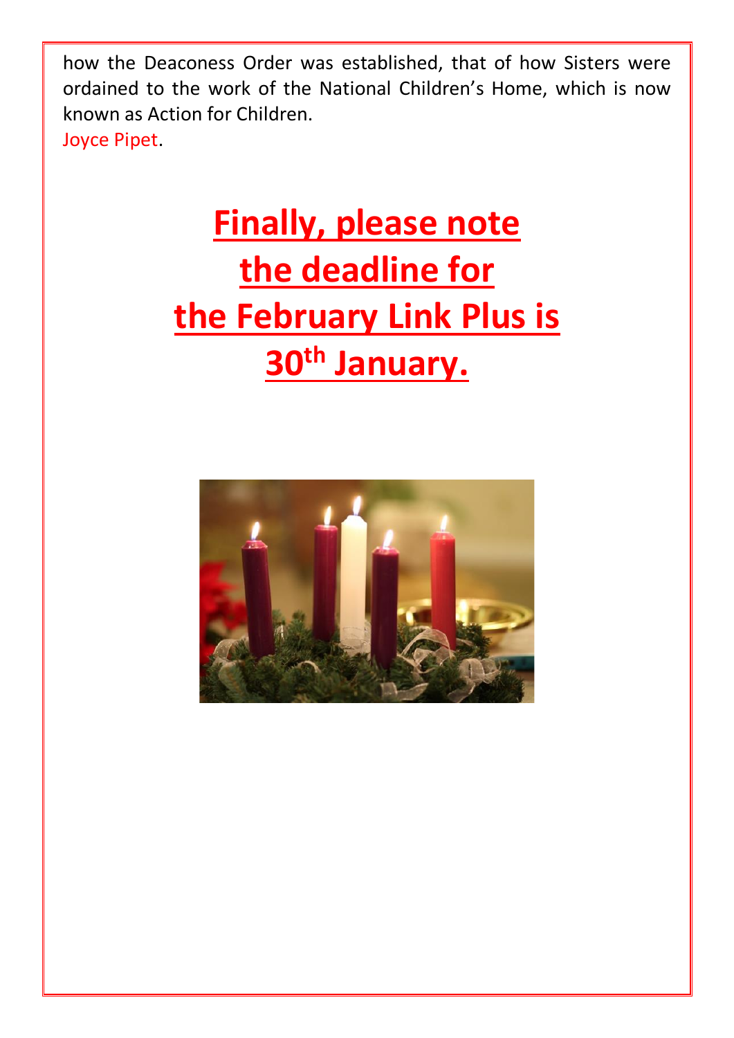how the Deaconess Order was established, that of how Sisters were ordained to the work of the National Children's Home, which is now known as Action for Children.

Joyce Pipet.

## **Finally, please note the deadline for the February Link Plus is 30th January.**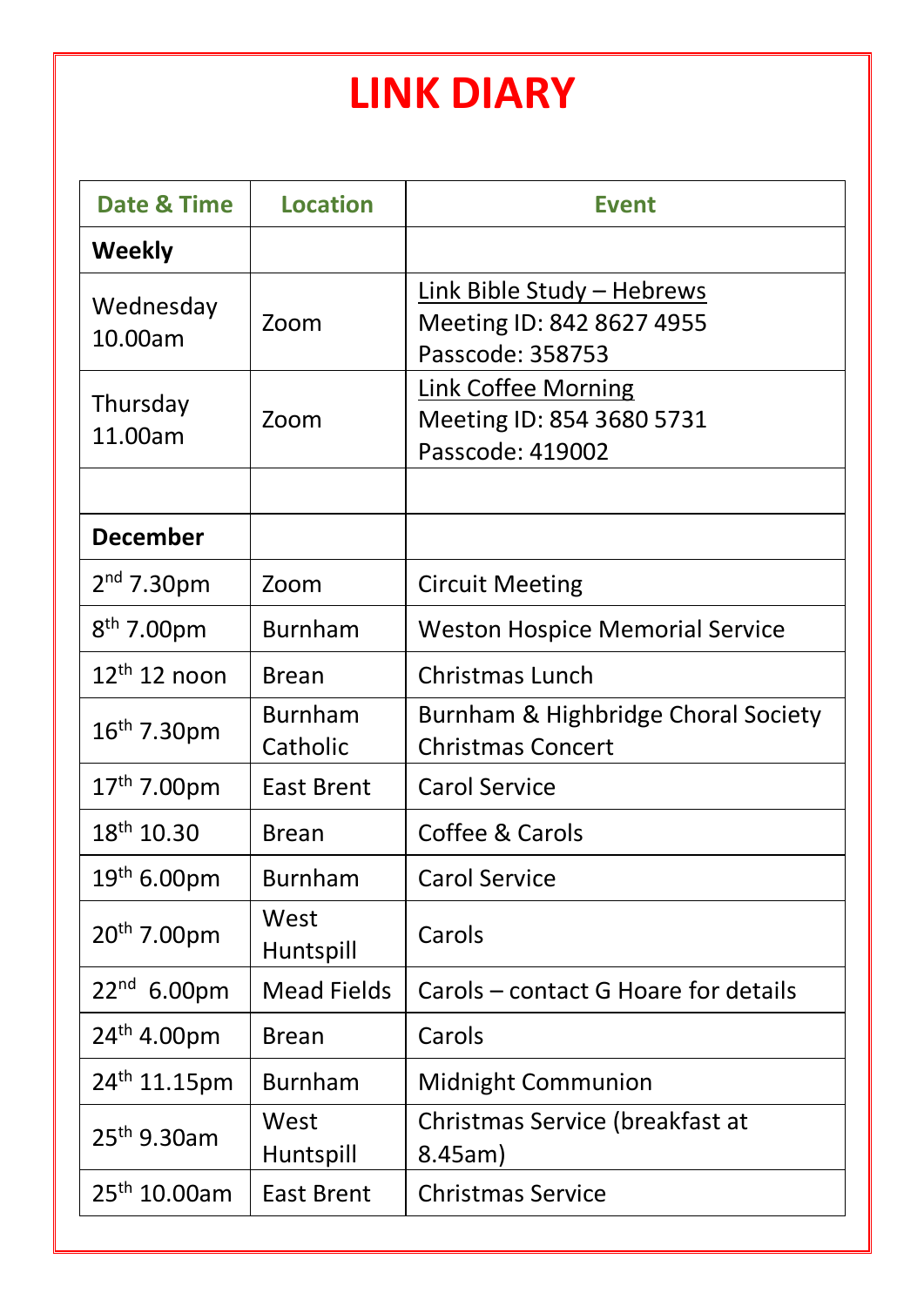# LINK DIARY

| Date & Time | Location | Event |
|---|---|---|
| **Weekly** | | |
| Wednesday 10.00am | Zoom | Link Bible Study – Hebrews<br>Meeting ID: 842 8627 4955<br>Passcode: 358753 |
| Thursday 11.00am | Zoom | Link Coffee Morning<br>Meeting ID: 854 3680 5731<br>Passcode: 419002 |
| | | |
| **December** | | |
| 2nd 7.30pm | Zoom | Circuit Meeting |
| 8th 7.00pm | Burnham | Weston Hospice Memorial Service |
| 12th 12 noon | Brean | Christmas Lunch |
| 16th 7.30pm | Burnham Catholic | Burnham & Highbridge Choral Society Christmas Concert |
| 17th 7.00pm | East Brent | Carol Service |
| 18th 10.30 | Brean | Coffee & Carols |
| 19th 6.00pm | Burnham | Carol Service |
| 20th 7.00pm | West Huntspill | Carols |
| 22nd 6.00pm | Mead Fields | Carols – contact G Hoare for details |
| 24th 4.00pm | Brean | Carols |
| 24th 11.15pm | Burnham | Midnight Communion |
| 25th 9.30am | West Huntspill | Christmas Service (breakfast at 8.45am) |
| 25th 10.00am | East Brent | Christmas Service |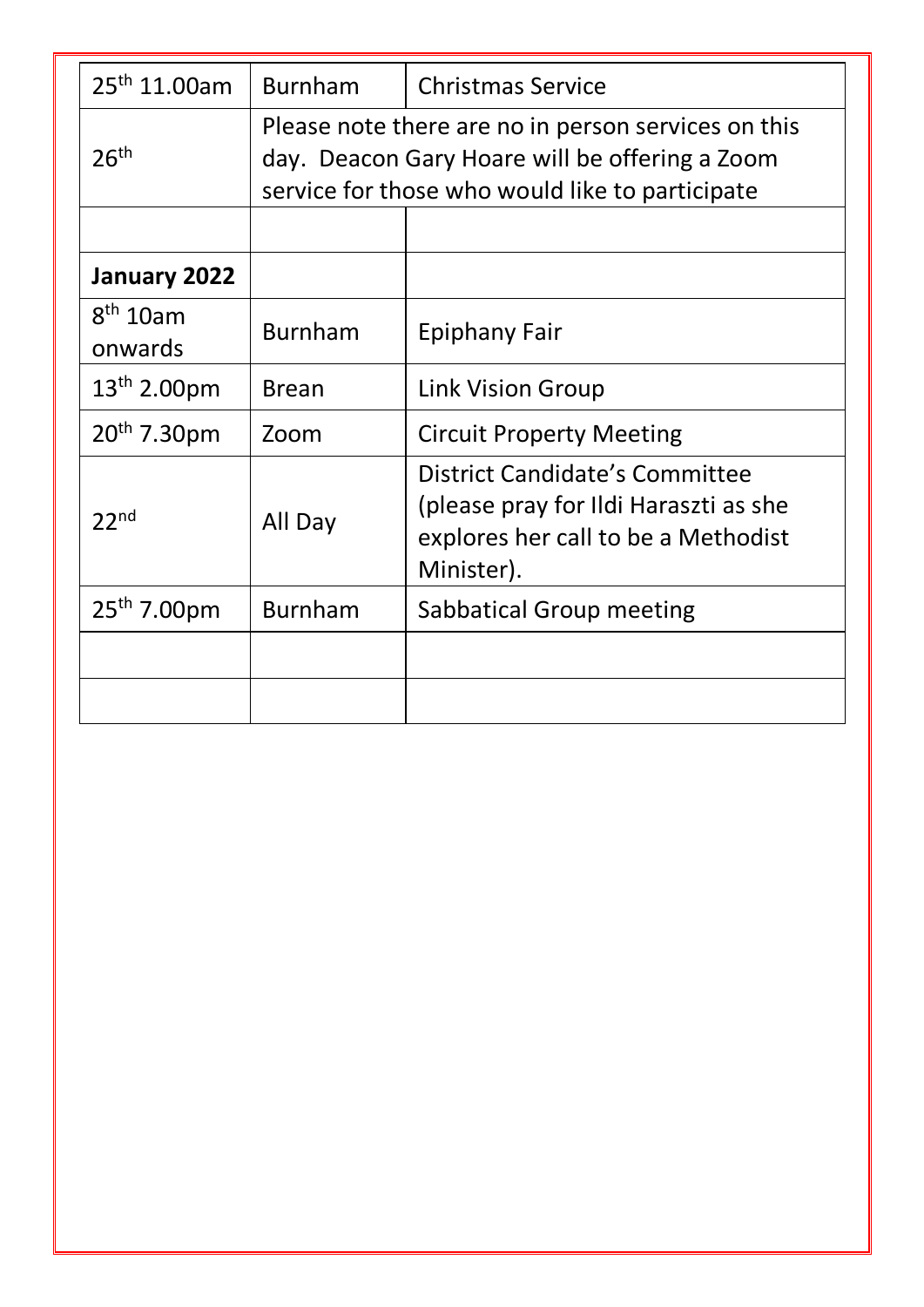| | | |
|---|---|---|
| 25th 11.00am | Burnham | Christmas Service |
| 26th | Please note there are no in person services on this day. Deacon Gary Hoare will be offering a Zoom service for those who would like to participate | |
| | | |
| **January 2022** | | |
| 8th 10am onwards | Burnham | Epiphany Fair |
| 13th 2.00pm | Brean | Link Vision Group |
| 20th 7.30pm | Zoom | Circuit Property Meeting |
| 22nd | All Day | District Candidate's Committee (please pray for Ildi Haraszti as she explores her call to be a Methodist Minister). |
| 25th 7.00pm | Burnham | Sabbatical Group meeting |
| | | |
| | | |